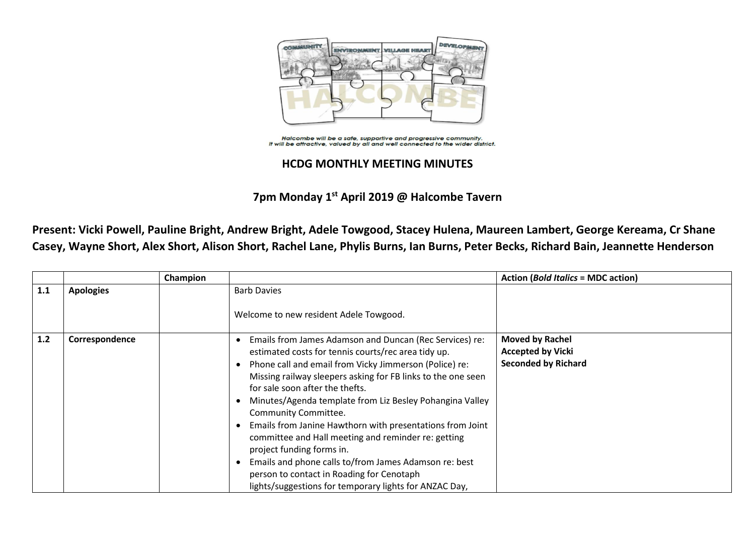Halcombe will be a safe, supportive and progressive community.
It will be attractive, valued by all and well connected to the wider district.

# HCDG MONTHLY MEETING MINUTES

## 7pm Monday 1st April 2019 @ Halcombe Tavern

**Present: Vicki Powell, Pauline Bright, Andrew Bright, Adele Towgood, Stacey Hulena, Maureen Lambert, George Kereama, Cr Shane Casey, Wayne Short, Alex Short, Alison Short, Rachel Lane, Phylis Burns, Ian Burns, Peter Becks, Richard Bain, Jeannette Henderson**

| | | Champion | | Action (***Bold Italics*** = MDC action) |
|---|---|---|---|---|
| 1.1 | **Apologies** | | Barb Davies<br><br>Welcome to new resident Adele Towgood. | |
| 1.2 | **Correspondence** | | • Emails from James Adamson and Duncan (Rec Services) re: estimated costs for tennis courts/rec area tidy up.<br>• Phone call and email from Vicky Jimmerson (Police) re: Missing railway sleepers asking for FB links to the one seen for sale soon after the thefts.<br>• Minutes/Agenda template from Liz Besley Pohangina Valley Community Committee.<br>• Emails from Janine Hawthorn with presentations from Joint committee and Hall meeting and reminder re: getting project funding forms in.<br>• Emails and phone calls to/from James Adamson re: best person to contact in Roading for Cenotaph lights/suggestions for temporary lights for ANZAC Day, | **Moved by Rachel**<br>**Accepted by Vicki**<br>**Seconded by Richard** |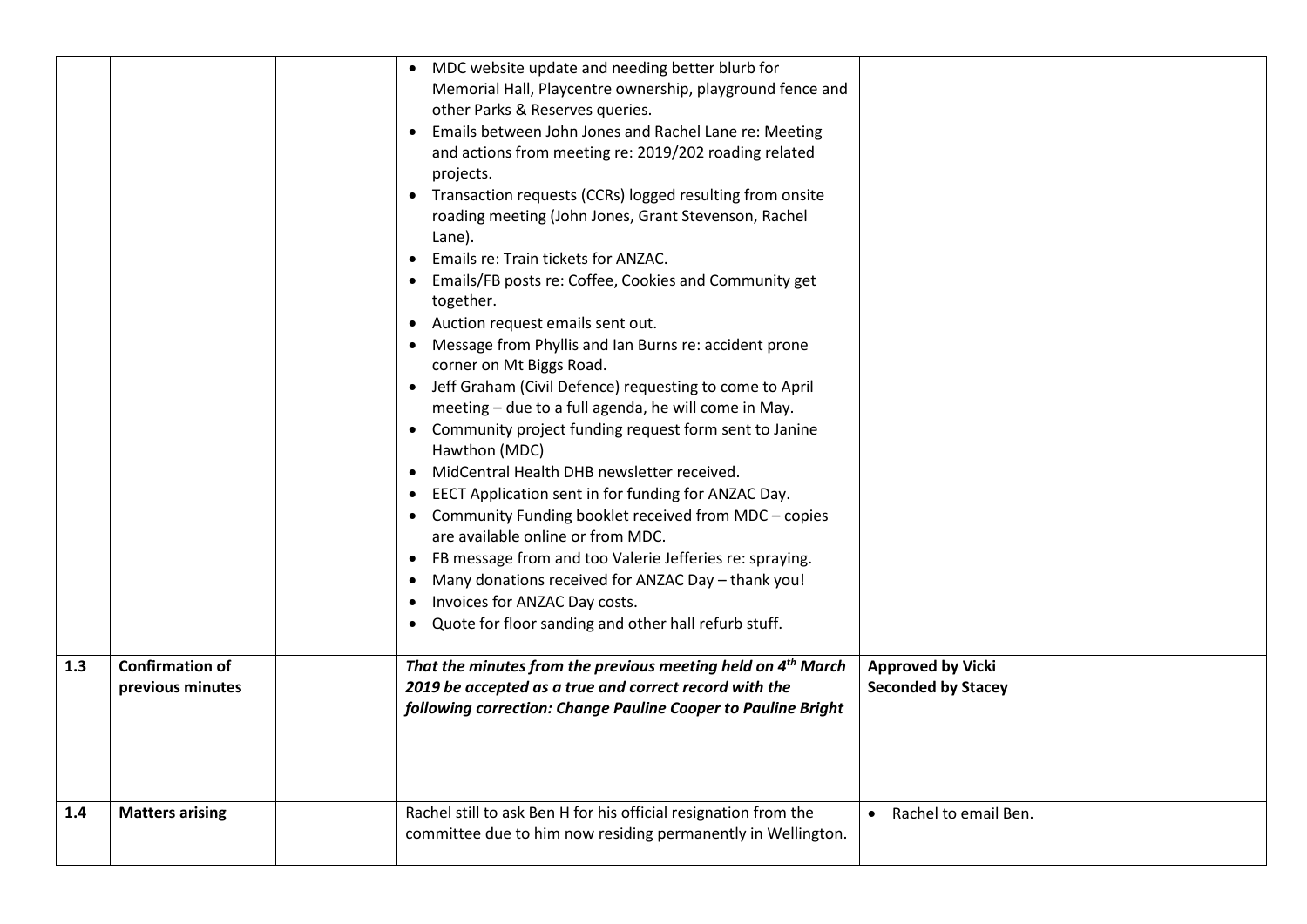| | | | | |
|---|---|---|---|---|
| | | | • MDC website update and needing better blurb for Memorial Hall, Playcentre ownership, playground fence and other Parks & Reserves queries.<br>• Emails between John Jones and Rachel Lane re: Meeting and actions from meeting re: 2019/202 roading related projects.<br>• Transaction requests (CCRs) logged resulting from onsite roading meeting (John Jones, Grant Stevenson, Rachel Lane).<br>• Emails re: Train tickets for ANZAC.<br>• Emails/FB posts re: Coffee, Cookies and Community get together.<br>• Auction request emails sent out.<br>• Message from Phyllis and Ian Burns re: accident prone corner on Mt Biggs Road.<br>• Jeff Graham (Civil Defence) requesting to come to April meeting – due to a full agenda, he will come in May.<br>• Community project funding request form sent to Janine Hawthon (MDC)<br>• MidCentral Health DHB newsletter received.<br>• EECT Application sent in for funding for ANZAC Day.<br>• Community Funding booklet received from MDC – copies are available online or from MDC.<br>• FB message from and too Valerie Jefferies re: spraying.<br>• Many donations received for ANZAC Day – thank you!<br>• Invoices for ANZAC Day costs.<br>• Quote for floor sanding and other hall refurb stuff. | |
| **1.3** | **Confirmation of previous minutes** | | ***That the minutes from the previous meeting held on 4th March 2019 be accepted as a true and correct record with the following correction: Change Pauline Cooper to Pauline Bright*** | **Approved by Vicki**<br>**Seconded by Stacey** |
| **1.4** | **Matters arising** | | Rachel still to ask Ben H for his official resignation from the committee due to him now residing permanently in Wellington. | • Rachel to email Ben. |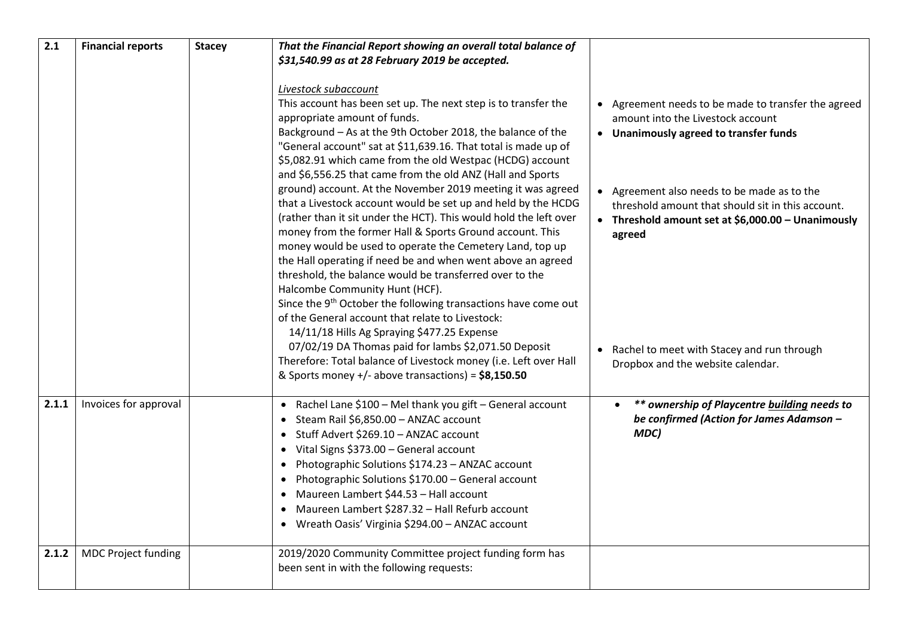| 2.1 | Financial reports | Stacey | ***That the Financial Report showing an overall total balance of $31,540.99 as at 28 February 2019 be accepted.***<br><br>Livestock subaccount<br>This account has been set up. The next step is to transfer the appropriate amount of funds.<br>Background – As at the 9th October 2018, the balance of the "General account" sat at $11,639.16. That total is made up of $5,082.91 which came from the old Westpac (HCDG) account and $6,556.25 that came from the old ANZ (Hall and Sports ground) account. At the November 2019 meeting it was agreed that a Livestock account would be set up and held by the HCDG (rather than it sit under the HCT). This would hold the left over money from the former Hall & Sports Ground account. This money would be used to operate the Cemetery Land, top up the Hall operating if need be and when went above an agreed threshold, the balance would be transferred over to the Halcombe Community Hunt (HCF).<br>Since the 9th October the following transactions have come out of the General account that relate to Livestock:<br>14/11/18 Hills Ag Spraying $477.25 Expense<br>07/02/19 DA Thomas paid for lambs $2,071.50 Deposit<br>Therefore: Total balance of Livestock money (i.e. Left over Hall & Sports money +/- above transactions) = **$8,150.50** | • Agreement needs to be made to transfer the agreed amount into the Livestock account<br>• **Unanimously agreed to transfer funds**<br><br>• Agreement also needs to be made as to the threshold amount that should sit in this account.<br>• **Threshold amount set at $6,000.00 – Unanimously agreed**<br><br>• Rachel to meet with Stacey and run through Dropbox and the website calendar. |
|---|---|---|---|---|
| 2.1.1 | Invoices for approval | | • Rachel Lane $100 – Mel thank you gift – General account<br>• Steam Rail $6,850.00 – ANZAC account<br>• Stuff Advert $269.10 – ANZAC account<br>• Vital Signs $373.00 – General account<br>• Photographic Solutions $174.23 – ANZAC account<br>• Photographic Solutions $170.00 – General account<br>• Maureen Lambert $44.53 – Hall account<br>• Maureen Lambert $287.32 – Hall Refurb account<br>• Wreath Oasis' Virginia $294.00 – ANZAC account | • ***** ownership of Playcentre building needs to be confirmed (Action for James Adamson – MDC)*** |
| 2.1.2 | MDC Project funding | | 2019/2020 Community Committee project funding form has been sent in with the following requests: | |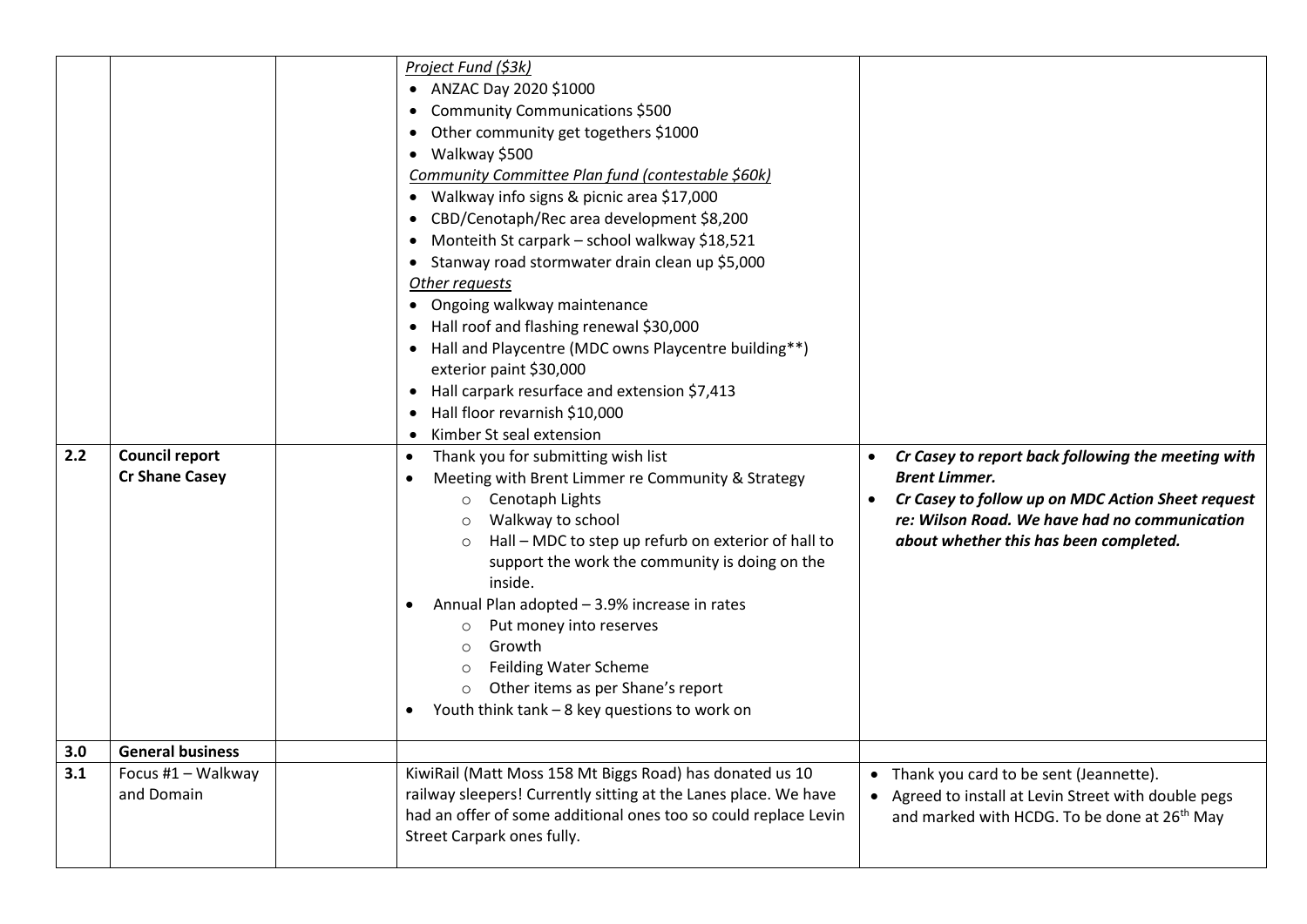| | | | | |
|---|---|---|---|---|
| | | | *Project Fund ($3k)*<br>• ANZAC Day 2020 $1000<br>• Community Communications $500<br>• Other community get togethers $1000<br>• Walkway $500<br>*Community Committee Plan fund (contestable $60k)*<br>• Walkway info signs & picnic area $17,000<br>• CBD/Cenotaph/Rec area development $8,200<br>• Monteith St carpark – school walkway $18,521<br>• Stanway road stormwater drain clean up $5,000<br>*Other requests*<br>• Ongoing walkway maintenance<br>• Hall roof and flashing renewal $30,000<br>• Hall and Playcentre (MDC owns Playcentre building**) exterior paint $30,000<br>• Hall carpark resurface and extension $7,413<br>• Hall floor revarnish $10,000<br>• Kimber St seal extension | |
| 2.2 | **Council report**<br>**Cr Shane Casey** | | • Thank you for submitting wish list<br>• Meeting with Brent Limmer re Community & Strategy<br>  ○ Cenotaph Lights<br>  ○ Walkway to school<br>  ○ Hall – MDC to step up refurb on exterior of hall to support the work the community is doing on the inside.<br>• Annual Plan adopted – 3.9% increase in rates<br>  ○ Put money into reserves<br>  ○ Growth<br>  ○ Feilding Water Scheme<br>  ○ Other items as per Shane's report<br>• Youth think tank – 8 key questions to work on | • ***Cr Casey to report back following the meeting with Brent Limmer.***<br>• ***Cr Casey to follow up on MDC Action Sheet request re: Wilson Road. We have had no communication about whether this has been completed.*** |
| **3.0** | **General business** | | | |
| 3.1 | Focus #1 – Walkway and Domain | | KiwiRail (Matt Moss 158 Mt Biggs Road) has donated us 10 railway sleepers! Currently sitting at the Lanes place. We have had an offer of some additional ones too so could replace Levin Street Carpark ones fully. | • Thank you card to be sent (Jeannette).<br>• Agreed to install at Levin Street with double pegs and marked with HCDG. To be done at 26th May |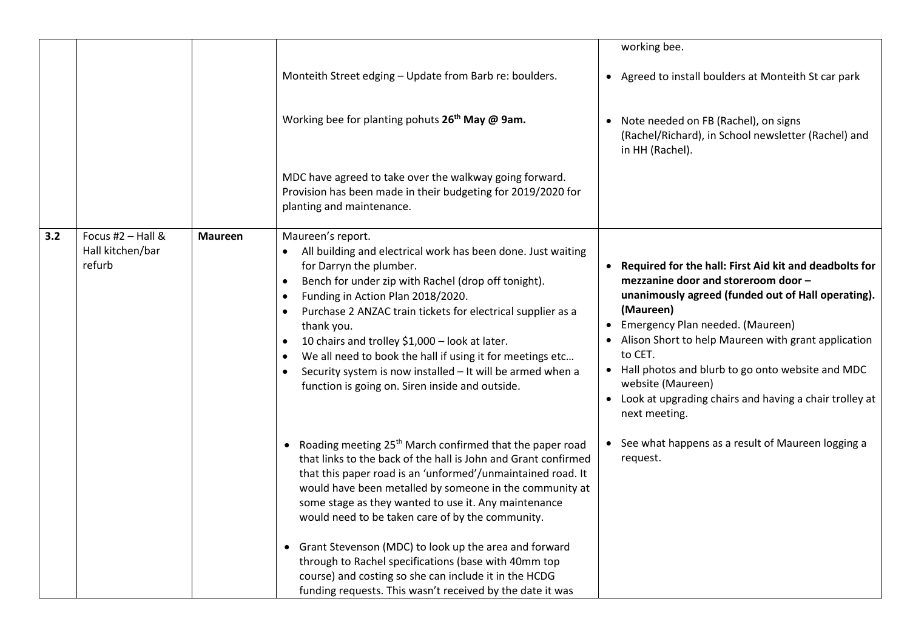| | | | | |
|---|---|---|---|---|
| | | | Monteith Street edging – Update from Barb re: boulders.<br><br>Working bee for planting pohuts **26th May @ 9am.**<br><br>MDC have agreed to take over the walkway going forward. Provision has been made in their budgeting for 2019/2020 for planting and maintenance. | working bee.<br><br>• Agreed to install boulders at Monteith St car park<br><br>• Note needed on FB (Rachel), on signs (Rachel/Richard), in School newsletter (Rachel) and in HH (Rachel). |
| **3.2** | Focus #2 – Hall & Hall kitchen/bar refurb | **Maureen** | Maureen's report.<br>• All building and electrical work has been done. Just waiting for Darryn the plumber.<br>• Bench for under zip with Rachel (drop off tonight).<br>• Funding in Action Plan 2018/2020.<br>• Purchase 2 ANZAC train tickets for electrical supplier as a thank you.<br>• 10 chairs and trolley $1,000 – look at later.<br>• We all need to book the hall if using it for meetings etc…<br>• Security system is now installed – It will be armed when a function is going on. Siren inside and outside.<br><br>• Roading meeting 25th March confirmed that the paper road that links to the back of the hall is John and Grant confirmed that this paper road is an 'unformed'/unmaintained road. It would have been metalled by someone in the community at some stage as they wanted to use it. Any maintenance would need to be taken care of by the community.<br><br>• Grant Stevenson (MDC) to look up the area and forward through to Rachel specifications (base with 40mm top course) and costing so she can include it in the HCDG funding requests. This wasn't received by the date it was | • **Required for the hall: First Aid kit and deadbolts for mezzanine door and storeroom door – unanimously agreed (funded out of Hall operating). (Maureen)**<br>• Emergency Plan needed. (Maureen)<br>• Alison Short to help Maureen with grant application to CET.<br>• Hall photos and blurb to go onto website and MDC website (Maureen)<br>• Look at upgrading chairs and having a chair trolley at next meeting.<br><br>• See what happens as a result of Maureen logging a request. |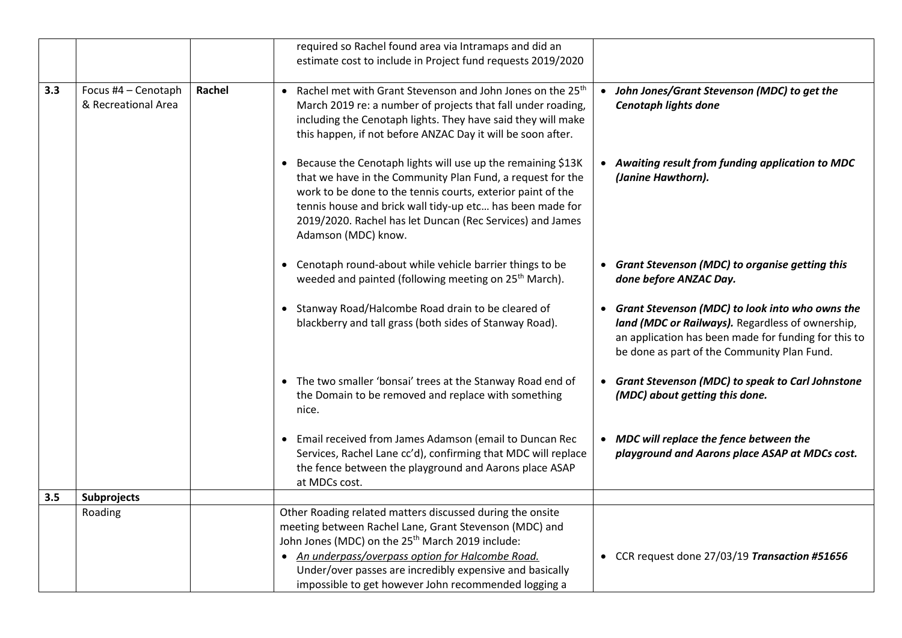| | | | | |
|---|---|---|---|---|
| | | | required so Rachel found area via Intramaps and did an estimate cost to include in Project fund requests 2019/2020 | |
| 3.3 | Focus #4 – Cenotaph & Recreational Area | **Rachel** | • Rachel met with Grant Stevenson and John Jones on the 25th March 2019 re: a number of projects that fall under roading, including the Cenotaph lights. They have said they will make this happen, if not before ANZAC Day it will be soon after.<br><br>• Because the Cenotaph lights will use up the remaining $13K that we have in the Community Plan Fund, a request for the work to be done to the tennis courts, exterior paint of the tennis house and brick wall tidy-up etc… has been made for 2019/2020. Rachel has let Duncan (Rec Services) and James Adamson (MDC) know.<br><br>• Cenotaph round-about while vehicle barrier things to be weeded and painted (following meeting on 25th March).<br><br>• Stanway Road/Halcombe Road drain to be cleared of blackberry and tall grass (both sides of Stanway Road).<br><br>• The two smaller 'bonsai' trees at the Stanway Road end of the Domain to be removed and replace with something nice.<br><br>• Email received from James Adamson (email to Duncan Rec Services, Rachel Lane cc'd), confirming that MDC will replace the fence between the playground and Aarons place ASAP at MDCs cost. | • ***John Jones/Grant Stevenson (MDC) to get the Cenotaph lights done***<br><br>• ***Awaiting result from funding application to MDC (Janine Hawthorn).***<br><br>• ***Grant Stevenson (MDC) to organise getting this done before ANZAC Day.***<br><br>• ***Grant Stevenson (MDC) to look into who owns the land (MDC or Railways).*** Regardless of ownership, an application has been made for funding for this to be done as part of the Community Plan Fund.<br><br>• ***Grant Stevenson (MDC) to speak to Carl Johnstone (MDC) about getting this done.***<br><br>• ***MDC will replace the fence between the playground and Aarons place ASAP at MDCs cost.*** |
| 3.5 | **Subprojects** | | | |
| | Roading | | Other Roading related matters discussed during the onsite meeting between Rachel Lane, Grant Stevenson (MDC) and John Jones (MDC) on the 25th March 2019 include:<br>• *An underpass/overpass option for Halcombe Road.* Under/over passes are incredibly expensive and basically impossible to get however John recommended logging a | • CCR request done 27/03/19 ***Transaction #51656*** |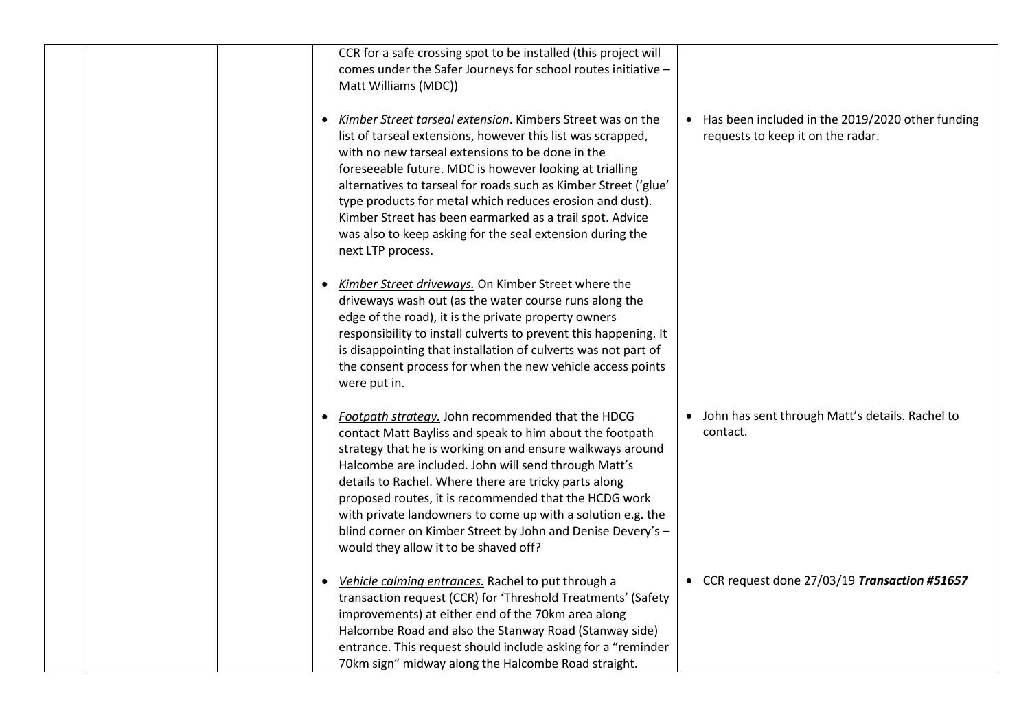| | | | | |
|---|---|---|---|---|
| | | | CCR for a safe crossing spot to be installed (this project will comes under the Safer Journeys for school routes initiative – Matt Williams (MDC)) | |
| | | | • *Kimber Street tarseal extension*. Kimbers Street was on the list of tarseal extensions, however this list was scrapped, with no new tarseal extensions to be done in the foreseeable future. MDC is however looking at trialling alternatives to tarseal for roads such as Kimber Street ('glue' type products for metal which reduces erosion and dust). Kimber Street has been earmarked as a trail spot. Advice was also to keep asking for the seal extension during the next LTP process. | • Has been included in the 2019/2020 other funding requests to keep it on the radar. |
| | | | • *Kimber Street driveways.* On Kimber Street where the driveways wash out (as the water course runs along the edge of the road), it is the private property owners responsibility to install culverts to prevent this happening. It is disappointing that installation of culverts was not part of the consent process for when the new vehicle access points were put in. | |
| | | | • *Footpath strategy.* John recommended that the HDCG contact Matt Bayliss and speak to him about the footpath strategy that he is working on and ensure walkways around Halcombe are included. John will send through Matt's details to Rachel. Where there are tricky parts along proposed routes, it is recommended that the HCDG work with private landowners to come up with a solution e.g. the blind corner on Kimber Street by John and Denise Devery's – would they allow it to be shaved off? | • John has sent through Matt's details. Rachel to contact. |
| | | | • *Vehicle calming entrances.* Rachel to put through a transaction request (CCR) for 'Threshold Treatments' (Safety improvements) at either end of the 70km area along Halcombe Road and also the Stanway Road (Stanway side) entrance. This request should include asking for a "reminder 70km sign" midway along the Halcombe Road straight. | • CCR request done 27/03/19 ***Transaction #51657*** |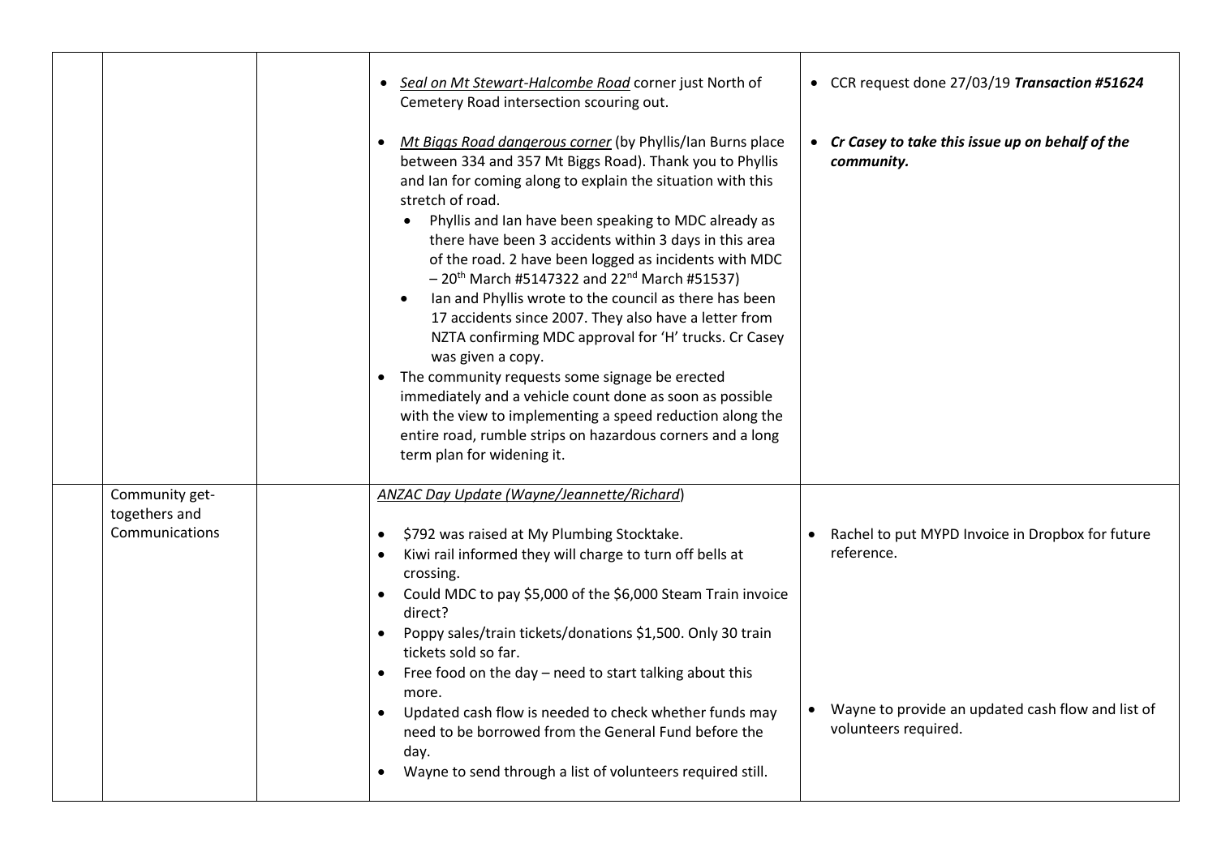| | | | | |
|---|---|---|---|---|
| | | | • *Seal on Mt Stewart-Halcombe Road* corner just North of Cemetery Road intersection scouring out.<br><br>• *Mt Biggs Road dangerous corner* (by Phyllis/Ian Burns place between 334 and 357 Mt Biggs Road). Thank you to Phyllis and Ian for coming along to explain the situation with this stretch of road.<br>  • Phyllis and Ian have been speaking to MDC already as there have been 3 accidents within 3 days in this area of the road. 2 have been logged as incidents with MDC – 20th March #5147322 and 22nd March #51537)<br>  • Ian and Phyllis wrote to the council as there has been 17 accidents since 2007. They also have a letter from NZTA confirming MDC approval for 'H' trucks. Cr Casey was given a copy.<br>• The community requests some signage be erected immediately and a vehicle count done as soon as possible with the view to implementing a speed reduction along the entire road, rumble strips on hazardous corners and a long term plan for widening it. | • CCR request done 27/03/19 ***Transaction #51624***<br><br>• ***Cr Casey to take this issue up on behalf of the community.*** |
| | Community get-togethers and Communications | | *ANZAC Day Update (Wayne/Jeannette/Richard)*<br><br>• $792 was raised at My Plumbing Stocktake.<br>• Kiwi rail informed they will charge to turn off bells at crossing.<br>• Could MDC to pay $5,000 of the $6,000 Steam Train invoice direct?<br>• Poppy sales/train tickets/donations $1,500. Only 30 train tickets sold so far.<br>• Free food on the day – need to start talking about this more.<br>• Updated cash flow is needed to check whether funds may need to be borrowed from the General Fund before the day.<br>• Wayne to send through a list of volunteers required still. | • Rachel to put MYPD Invoice in Dropbox for future reference.<br><br>• Wayne to provide an updated cash flow and list of volunteers required. |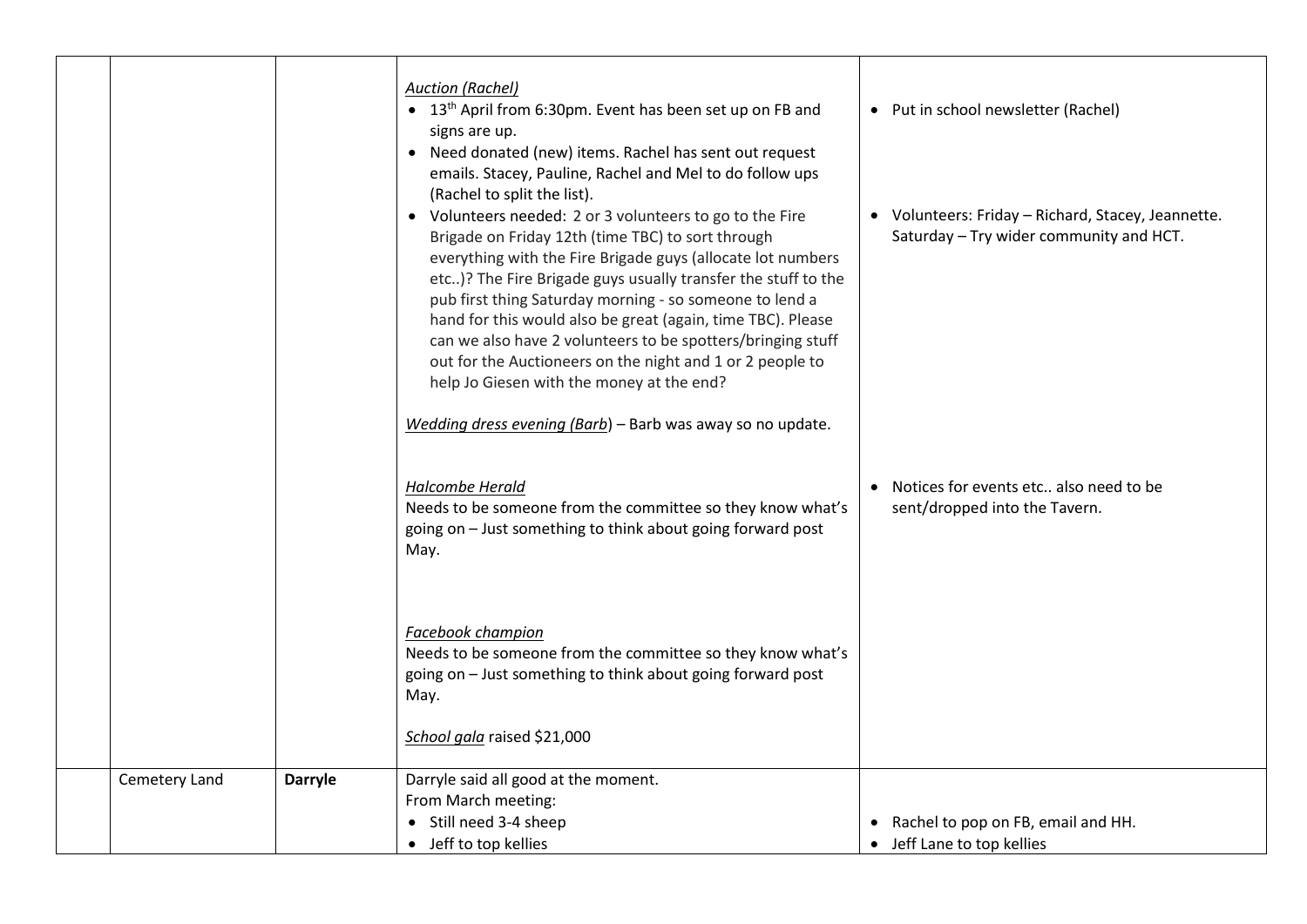| | | | | |
|---|---|---|---|---|
| | | | *Auction (Rachel)*<br>• 13th April from 6:30pm. Event has been set up on FB and signs are up.<br>• Need donated (new) items. Rachel has sent out request emails. Stacey, Pauline, Rachel and Mel to do follow ups (Rachel to split the list).<br>• Volunteers needed: 2 or 3 volunteers to go to the Fire Brigade on Friday 12th (time TBC) to sort through everything with the Fire Brigade guys (allocate lot numbers etc..)? The Fire Brigade guys usually transfer the stuff to the pub first thing Saturday morning - so someone to lend a hand for this would also be great (again, time TBC). Please can we also have 2 volunteers to be spotters/bringing stuff out for the Auctioneers on the night and 1 or 2 people to help Jo Giesen with the money at the end?<br><br>*Wedding dress evening (Barb)* – Barb was away so no update.<br><br>*Halcombe Herald*<br>Needs to be someone from the committee so they know what's going on – Just something to think about going forward post May.<br><br>*Facebook champion*<br>Needs to be someone from the committee so they know what's going on – Just something to think about going forward post May.<br><br>*School gala* raised $21,000 | • Put in school newsletter (Rachel)<br><br>• Volunteers: Friday – Richard, Stacey, Jeannette. Saturday – Try wider community and HCT.<br><br>• Notices for events etc.. also need to be sent/dropped into the Tavern. |
| | Cemetery Land | **Darryle** | Darryle said all good at the moment.<br>From March meeting:<br>• Still need 3-4 sheep<br>• Jeff to top kellies | • Rachel to pop on FB, email and HH.<br>• Jeff Lane to top kellies |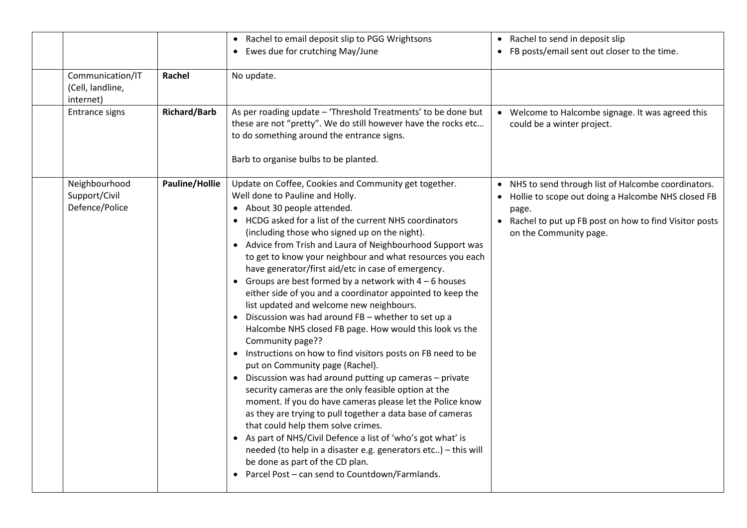| | | | |
|---|---|---|---|
| | | • Rachel to email deposit slip to PGG Wrightsons<br>• Ewes due for crutching May/June | • Rachel to send in deposit slip<br>• FB posts/email sent out closer to the time. |
| Communication/IT (Cell, landline, internet) | **Rachel** | No update. | |
| Entrance signs | **Richard/Barb** | As per roading update – 'Threshold Treatments' to be done but these are not "pretty". We do still however have the rocks etc… to do something around the entrance signs.<br><br>Barb to organise bulbs to be planted. | • Welcome to Halcombe signage. It was agreed this could be a winter project. |
| Neighbourhood Support/Civil Defence/Police | **Pauline/Hollie** | Update on Coffee, Cookies and Community get together.<br>Well done to Pauline and Holly.<br>• About 30 people attended.<br>• HCDG asked for a list of the current NHS coordinators (including those who signed up on the night).<br>• Advice from Trish and Laura of Neighbourhood Support was to get to know your neighbour and what resources you each have generator/first aid/etc in case of emergency.<br>• Groups are best formed by a network with 4 – 6 houses either side of you and a coordinator appointed to keep the list updated and welcome new neighbours.<br>• Discussion was had around FB – whether to set up a Halcombe NHS closed FB page. How would this look vs the Community page??<br>• Instructions on how to find visitors posts on FB need to be put on Community page (Rachel).<br>• Discussion was had around putting up cameras – private security cameras are the only feasible option at the moment. If you do have cameras please let the Police know as they are trying to pull together a data base of cameras that could help them solve crimes.<br>• As part of NHS/Civil Defence a list of 'who's got what' is needed (to help in a disaster e.g. generators etc..) – this will be done as part of the CD plan.<br>• Parcel Post – can send to Countdown/Farmlands. | • NHS to send through list of Halcombe coordinators.<br>• Hollie to scope out doing a Halcombe NHS closed FB page.<br>• Rachel to put up FB post on how to find Visitor posts on the Community page. |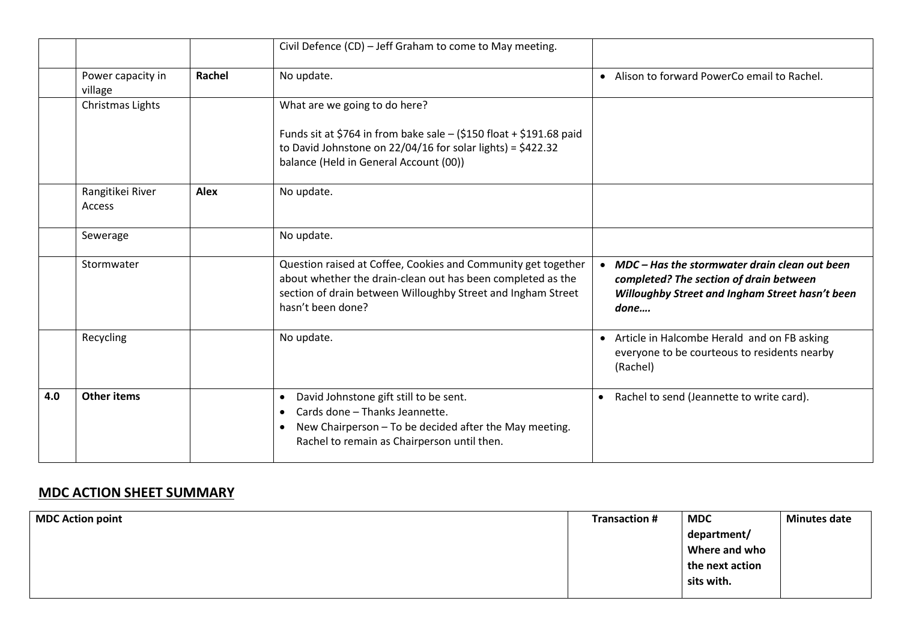| | | | | |
|---|---|---|---|---|
| | | | Civil Defence (CD) – Jeff Graham to come to May meeting. | |
| | Power capacity in village | **Rachel** | No update. | • Alison to forward PowerCo email to Rachel. |
| | Christmas Lights | | What are we going to do here?<br><br>Funds sit at $764 in from bake sale – ($150 float + $191.68 paid to David Johnstone on 22/04/16 for solar lights) = $422.32 balance (Held in General Account (00)) | |
| | Rangitikei River Access | **Alex** | No update. | |
| | Sewerage | | No update. | |
| | Stormwater | | Question raised at Coffee, Cookies and Community get together about whether the drain-clean out has been completed as the section of drain between Willoughby Street and Ingham Street hasn't been done? | • ***MDC – Has the stormwater drain clean out been completed? The section of drain between Willoughby Street and Ingham Street hasn't been done….*** |
| | Recycling | | No update. | • Article in Halcombe Herald and on FB asking everyone to be courteous to residents nearby (Rachel) |
| **4.0** | **Other items** | | • David Johnstone gift still to be sent.<br>• Cards done – Thanks Jeannette.<br>• New Chairperson – To be decided after the May meeting. Rachel to remain as Chairperson until then. | • Rachel to send (Jeannette to write card). |

## MDC ACTION SHEET SUMMARY

| MDC Action point | Transaction # | MDC department/ Where and who the next action sits with. | Minutes date |
|---|---|---|---|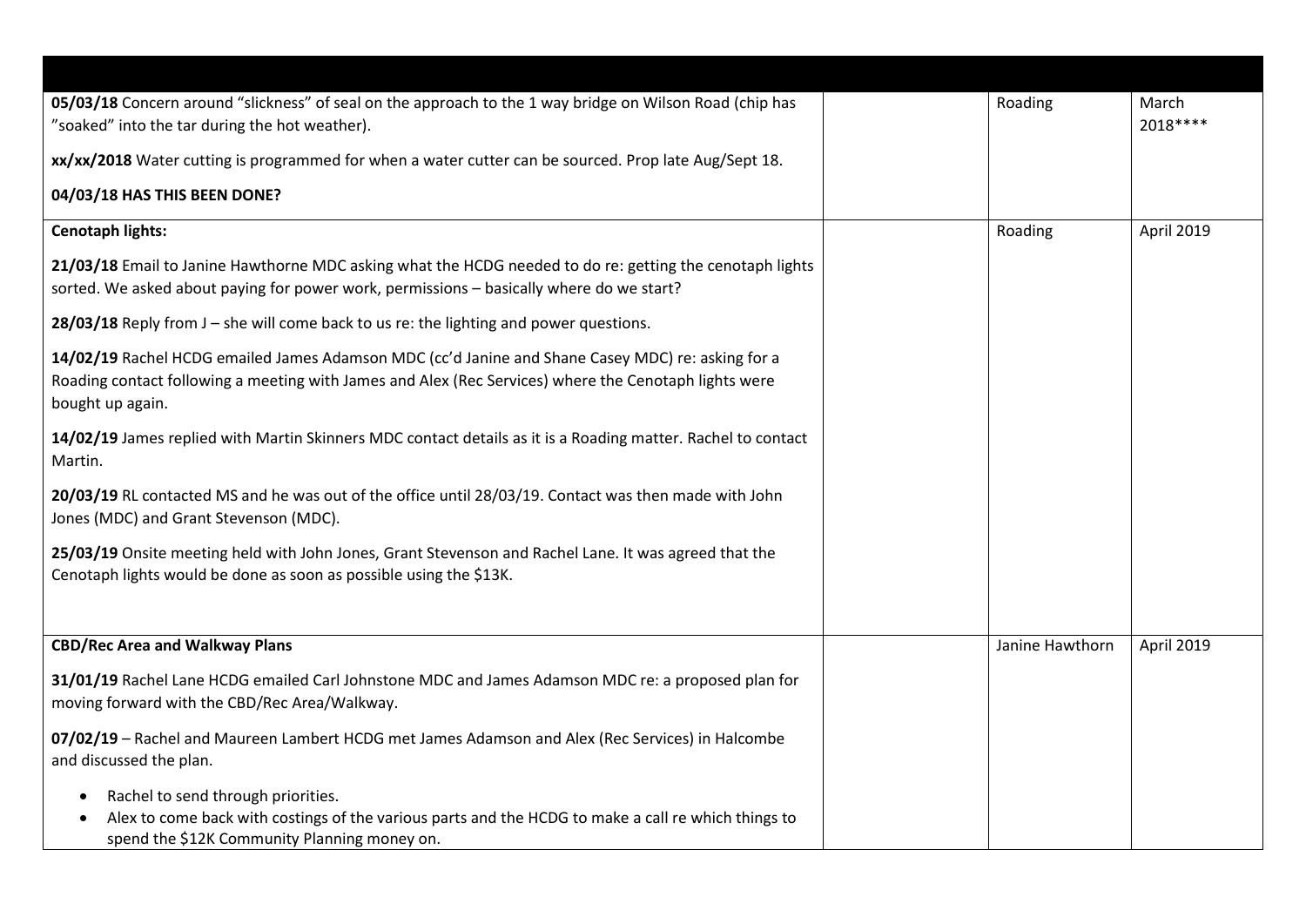| | | | |
|---|---|---|---|
| **05/03/18** Concern around "slickness" of seal on the approach to the 1 way bridge on Wilson Road (chip has "soaked" into the tar during the hot weather).<br><br>**xx/xx/2018** Water cutting is programmed for when a water cutter can be sourced. Prop late Aug/Sept 18.<br><br>**04/03/18 HAS THIS BEEN DONE?** | | Roading | March 2018**** |
| **Cenotaph lights:**<br><br>**21/03/18** Email to Janine Hawthorne MDC asking what the HCDG needed to do re: getting the cenotaph lights sorted. We asked about paying for power work, permissions – basically where do we start?<br><br>**28/03/18** Reply from J – she will come back to us re: the lighting and power questions.<br><br>**14/02/19** Rachel HCDG emailed James Adamson MDC (cc'd Janine and Shane Casey MDC) re: asking for a Roading contact following a meeting with James and Alex (Rec Services) where the Cenotaph lights were bought up again.<br><br>**14/02/19** James replied with Martin Skinners MDC contact details as it is a Roading matter. Rachel to contact Martin.<br><br>**20/03/19** RL contacted MS and he was out of the office until 28/03/19. Contact was then made with John Jones (MDC) and Grant Stevenson (MDC).<br><br>**25/03/19** Onsite meeting held with John Jones, Grant Stevenson and Rachel Lane. It was agreed that the Cenotaph lights would be done as soon as possible using the $13K. | | Roading | April 2019 |
| **CBD/Rec Area and Walkway Plans**<br><br>**31/01/19** Rachel Lane HCDG emailed Carl Johnstone MDC and James Adamson MDC re: a proposed plan for moving forward with the CBD/Rec Area/Walkway.<br><br>**07/02/19** – Rachel and Maureen Lambert HCDG met James Adamson and Alex (Rec Services) in Halcombe and discussed the plan.<br><br>• Rachel to send through priorities.<br>• Alex to come back with costings of the various parts and the HCDG to make a call re which things to spend the $12K Community Planning money on. | | Janine Hawthorn | April 2019 |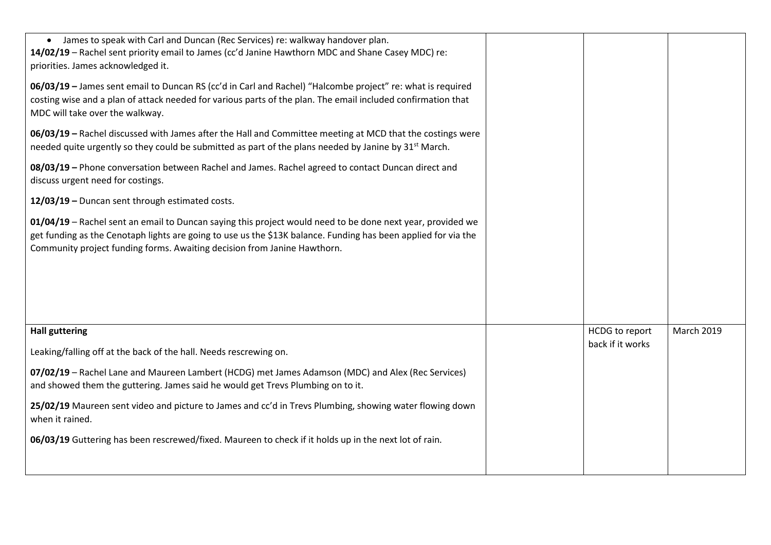| | | | |
|---|---|---|---|
| • James to speak with Carl and Duncan (Rec Services) re: walkway handover plan.<br>**14/02/19** – Rachel sent priority email to James (cc'd Janine Hawthorn MDC and Shane Casey MDC) re: priorities. James acknowledged it.<br><br>**06/03/19 –** James sent email to Duncan RS (cc'd in Carl and Rachel) "Halcombe project" re: what is required costing wise and a plan of attack needed for various parts of the plan. The email included confirmation that MDC will take over the walkway.<br><br>**06/03/19 –** Rachel discussed with James after the Hall and Committee meeting at MCD that the costings were needed quite urgently so they could be submitted as part of the plans needed by Janine by 31st March.<br><br>**08/03/19 –** Phone conversation between Rachel and James. Rachel agreed to contact Duncan direct and discuss urgent need for costings.<br><br>**12/03/19 –** Duncan sent through estimated costs.<br><br>**01/04/19** – Rachel sent an email to Duncan saying this project would need to be done next year, provided we get funding as the Cenotaph lights are going to use us the $13K balance. Funding has been applied for via the Community project funding forms. Awaiting decision from Janine Hawthorn. | | | |
| **Hall guttering**<br><br>Leaking/falling off at the back of the hall. Needs rescrewing on.<br><br>**07/02/19** – Rachel Lane and Maureen Lambert (HCDG) met James Adamson (MDC) and Alex (Rec Services) and showed them the guttering. James said he would get Trevs Plumbing on to it.<br><br>**25/02/19** Maureen sent video and picture to James and cc'd in Trevs Plumbing, showing water flowing down when it rained.<br><br>**06/03/19** Guttering has been rescrewed/fixed. Maureen to check if it holds up in the next lot of rain. | | HCDG to report back if it works | March 2019 |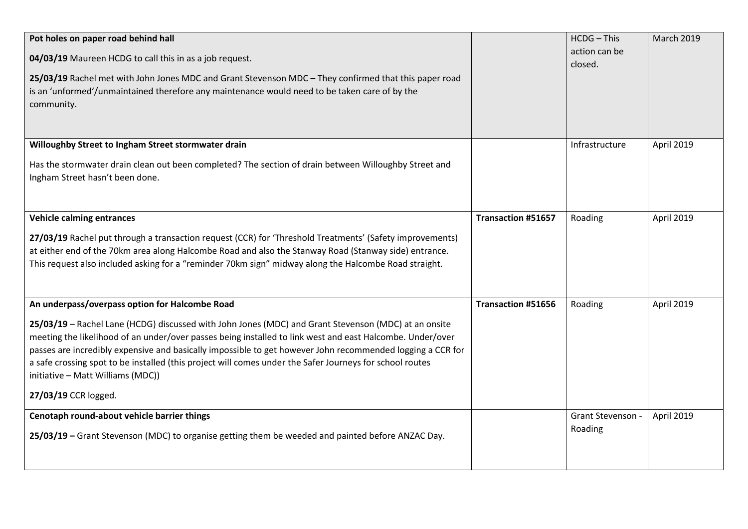| | | | |
|---|---|---|---|
| **Pot holes on paper road behind hall**<br><br>**04/03/19** Maureen HCDG to call this in as a job request.<br><br>**25/03/19** Rachel met with John Jones MDC and Grant Stevenson MDC – They confirmed that this paper road is an 'unformed'/unmaintained therefore any maintenance would need to be taken care of by the community. | | HCDG – This action can be closed. | March 2019 |
| **Willoughby Street to Ingham Street stormwater drain**<br><br>Has the stormwater drain clean out been completed? The section of drain between Willoughby Street and Ingham Street hasn't been done. | | Infrastructure | April 2019 |
| **Vehicle calming entrances**<br><br>**27/03/19** Rachel put through a transaction request (CCR) for 'Threshold Treatments' (Safety improvements) at either end of the 70km area along Halcombe Road and also the Stanway Road (Stanway side) entrance. This request also included asking for a "reminder 70km sign" midway along the Halcombe Road straight. | **Transaction #51657** | Roading | April 2019 |
| **An underpass/overpass option for Halcombe Road**<br><br>**25/03/19** – Rachel Lane (HCDG) discussed with John Jones (MDC) and Grant Stevenson (MDC) at an onsite meeting the likelihood of an under/over passes being installed to link west and east Halcombe. Under/over passes are incredibly expensive and basically impossible to get however John recommended logging a CCR for a safe crossing spot to be installed (this project will comes under the Safer Journeys for school routes initiative – Matt Williams (MDC))<br><br>**27/03/19** CCR logged. | **Transaction #51656** | Roading | April 2019 |
| **Cenotaph round-about vehicle barrier things**<br><br>**25/03/19 –** Grant Stevenson (MDC) to organise getting them be weeded and painted before ANZAC Day. | | Grant Stevenson - Roading | April 2019 |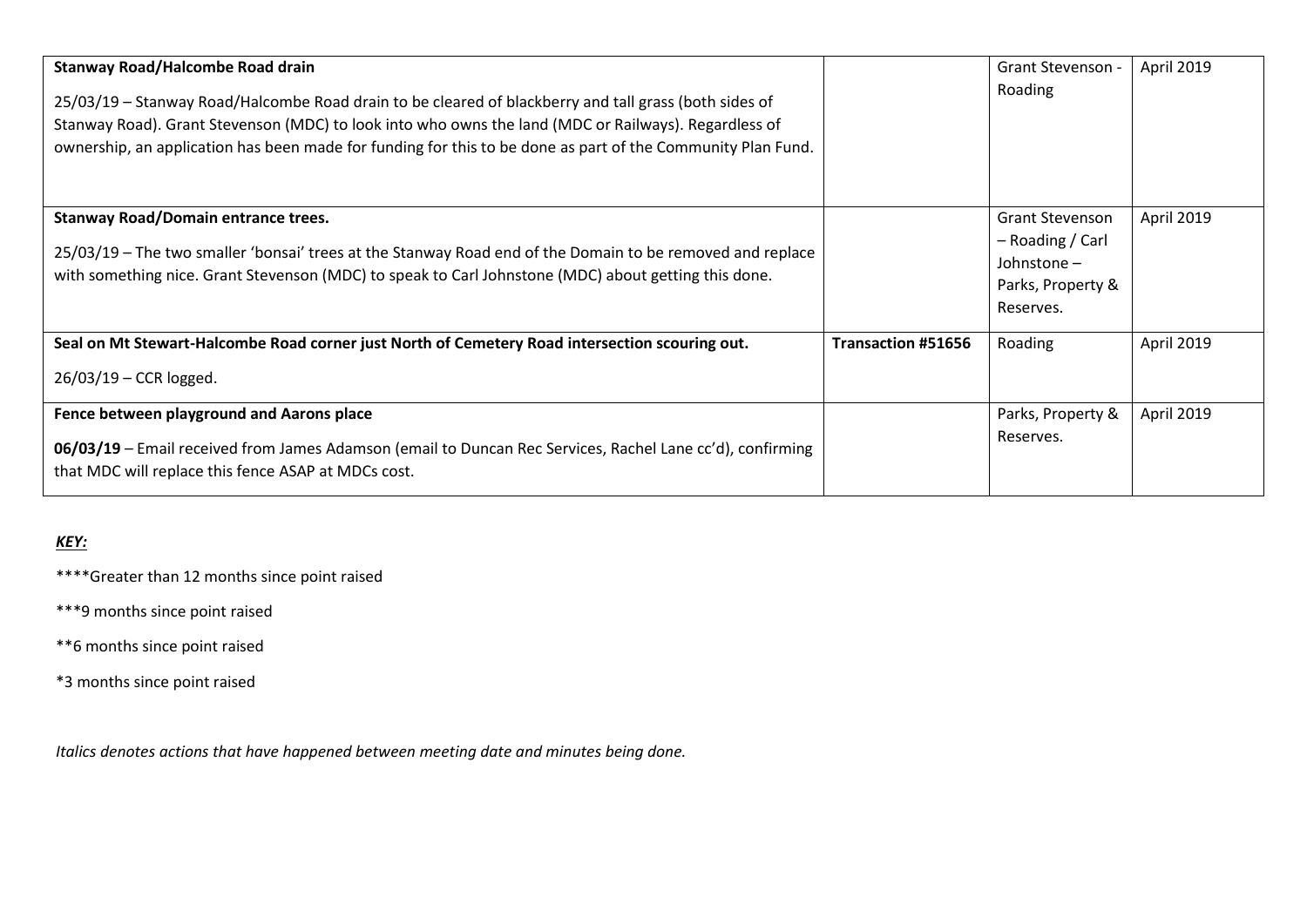| | | | |
|---|---|---|---|
| **Stanway Road/Halcombe Road drain**<br><br>25/03/19 – Stanway Road/Halcombe Road drain to be cleared of blackberry and tall grass (both sides of Stanway Road). Grant Stevenson (MDC) to look into who owns the land (MDC or Railways). Regardless of ownership, an application has been made for funding for this to be done as part of the Community Plan Fund. | | Grant Stevenson - Roading | April 2019 |
| **Stanway Road/Domain entrance trees.**<br><br>25/03/19 – The two smaller 'bonsai' trees at the Stanway Road end of the Domain to be removed and replace with something nice. Grant Stevenson (MDC) to speak to Carl Johnstone (MDC) about getting this done. | | Grant Stevenson – Roading / Carl Johnstone – Parks, Property & Reserves. | April 2019 |
| **Seal on Mt Stewart-Halcombe Road corner just North of Cemetery Road intersection scouring out.**<br><br>26/03/19 – CCR logged. | **Transaction #51656** | Roading | April 2019 |
| **Fence between playground and Aarons place**<br><br>**06/03/19** – Email received from James Adamson (email to Duncan Rec Services, Rachel Lane cc'd), confirming that MDC will replace this fence ASAP at MDCs cost. | | Parks, Property & Reserves. | April 2019 |

***KEY:***

****Greater than 12 months since point raised

***9 months since point raised

**6 months since point raised

*3 months since point raised

*Italics denotes actions that have happened between meeting date and minutes being done.*